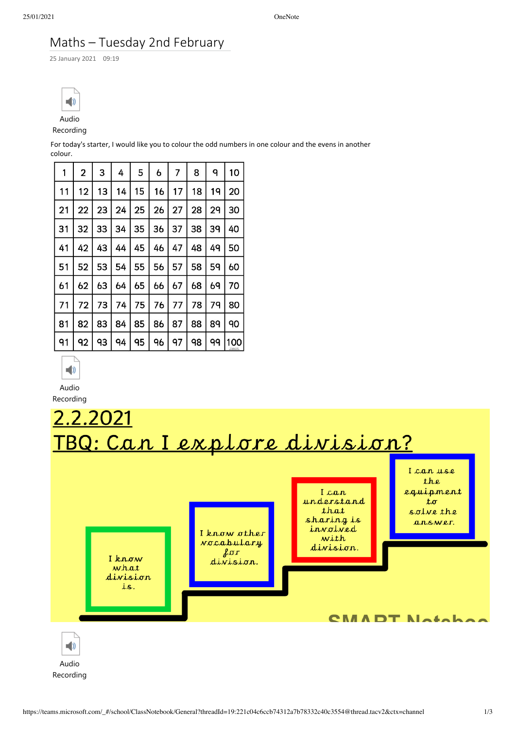# Maths – Tuesday 2nd February

25 January 2021 09:19

Audio Recording

For today's starter, I would like you to colour the odd numbers in one colour and the evens in another colour.

| 1 | 2 | 3 | 4 | 5 | 6 | 7 | 8 | 9 | 10 |
|---|---|---|---|---|---|---|---|---|---|
| 11 | 12 | 13 | 14 | 15 | 16 | 17 | 18 | 19 | 20 |
| 21 | 22 | 23 | 24 | 25 | 26 | 27 | 28 | 29 | 30 |
| 31 | 32 | 33 | 34 | 35 | 36 | 37 | 38 | 39 | 40 |
| 41 | 42 | 43 | 44 | 45 | 46 | 47 | 48 | 49 | 50 |
| 51 | 52 | 53 | 54 | 55 | 56 | 57 | 58 | 59 | 60 |
| 61 | 62 | 63 | 64 | 65 | 66 | 67 | 68 | 69 | 70 |
| 71 | 72 | 73 | 74 | 75 | 76 | 77 | 78 | 79 | 80 |
| 81 | 82 | 83 | 84 | 85 | 86 | 87 | 88 | 89 | 90 |
| 91 | 92 | 93 | 94 | 95 | 96 | 97 | 98 | 99 | 100 |

Audio Recording

## 2.2.2021
## TBQ: Can I explore division?

- I know what division is.
- I know other vocabulary for division.
- I can understand that sharing is involved with division.
- I can use the equipment to solve the answer.

SMART Notebook

Audio Recording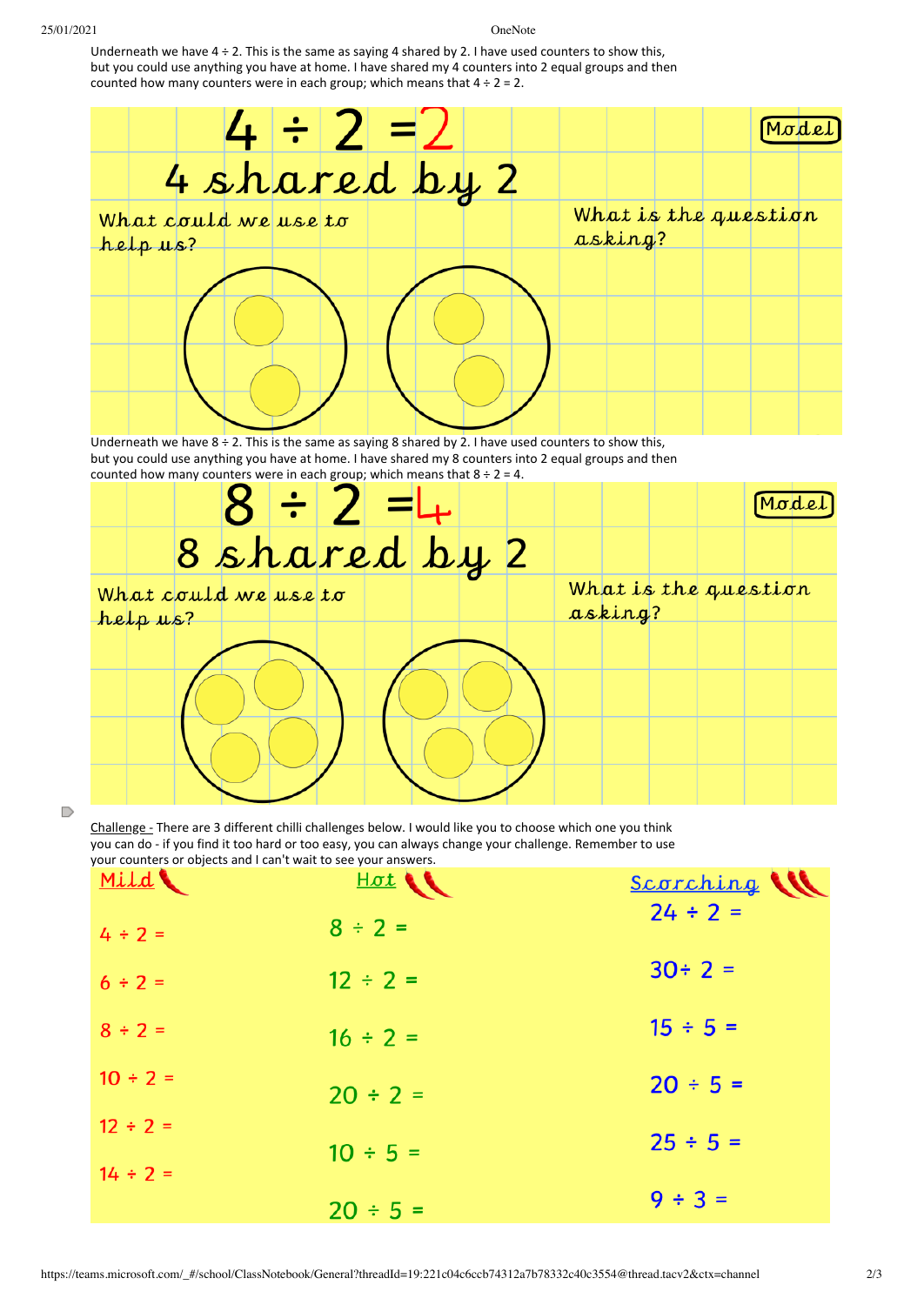Underneath we have 4 ÷ 2. This is the same as saying 4 shared by 2. I have used counters to show this, but you could use anything you have at home. I have shared my 4 counters into 2 equal groups and then counted how many counters were in each group; which means that 4 ÷ 2 = 2.

4 ÷ 2 = 2

4 shared by 2

Model

What could we use to help us?

What is the question asking?

Underneath we have 8 ÷ 2. This is the same as saying 8 shared by 2. I have used counters to show this, but you could use anything you have at home. I have shared my 8 counters into 2 equal groups and then counted how many counters were in each group; which means that 8 ÷ 2 = 4.

8 ÷ 2 = 4

8 shared by 2

Model

What could we use to help us?

What is the question asking?

Challenge - There are 3 different chilli challenges below. I would like you to choose which one you think you can do - if you find it too hard or too easy, you can always change your challenge. Remember to use your counters or objects and I can't wait to see your answers.

| Mild | Hot | Scorching |
|---|---|---|
| 4 ÷ 2 = | 8 ÷ 2 = | 24 ÷ 2 = |
| 6 ÷ 2 = | 12 ÷ 2 = | 30÷ 2 = |
| 8 ÷ 2 = | 16 ÷ 2 = | 15 ÷ 5 = |
| 10 ÷ 2 = | 20 ÷ 2 = | 20 ÷ 5 = |
| 12 ÷ 2 = | 10 ÷ 5 = | 25 ÷ 5 = |
| 14 ÷ 2 = | 20 ÷ 5 = | 9 ÷ 3 = |